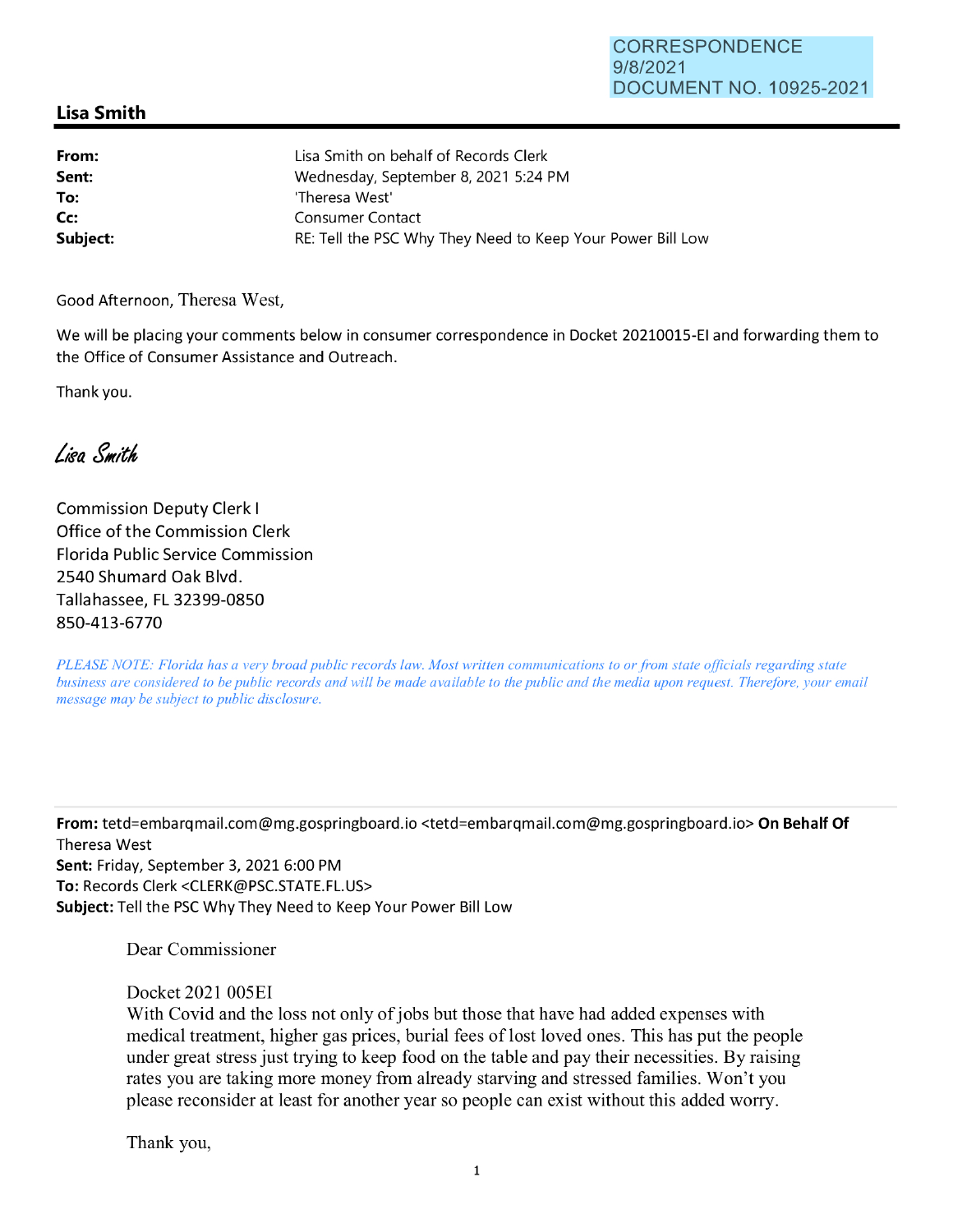CORRESPONDENCE
9/8/2021
DOCUMENT NO. 10925-2021

## Lisa Smith

| | |
|---|---|
| **From:** | Lisa Smith on behalf of Records Clerk |
| **Sent:** | Wednesday, September 8, 2021 5:24 PM |
| **To:** | 'Theresa West' |
| **Cc:** | Consumer Contact |
| **Subject:** | RE: Tell the PSC Why They Need to Keep Your Power Bill Low |

Good Afternoon, Theresa West,

We will be placing your comments below in consumer correspondence in Docket 20210015-EI and forwarding them to the Office of Consumer Assistance and Outreach.

Thank you.

*Lisa Smith*

Commission Deputy Clerk I
Office of the Commission Clerk
Florida Public Service Commission
2540 Shumard Oak Blvd.
Tallahassee, FL 32399-0850
850-413-6770

*PLEASE NOTE: Florida has a very broad public records law. Most written communications to or from state officials regarding state business are considered to be public records and will be made available to the public and the media upon request. Therefore, your email message may be subject to public disclosure.*

---

**From:** tetd=embarqmail.com@mg.gospringboard.io <tetd=embarqmail.com@mg.gospringboard.io> **On Behalf Of** Theresa West
**Sent:** Friday, September 3, 2021 6:00 PM
**To:** Records Clerk <CLERK@PSC.STATE.FL.US>
**Subject:** Tell the PSC Why They Need to Keep Your Power Bill Low

Dear Commissioner

Docket 2021 005EI
With Covid and the loss not only of jobs but those that have had added expenses with medical treatment, higher gas prices, burial fees of lost loved ones. This has put the people under great stress just trying to keep food on the table and pay their necessities. By raising rates you are taking more money from already starving and stressed families. Won't you please reconsider at least for another year so people can exist without this added worry.

Thank you,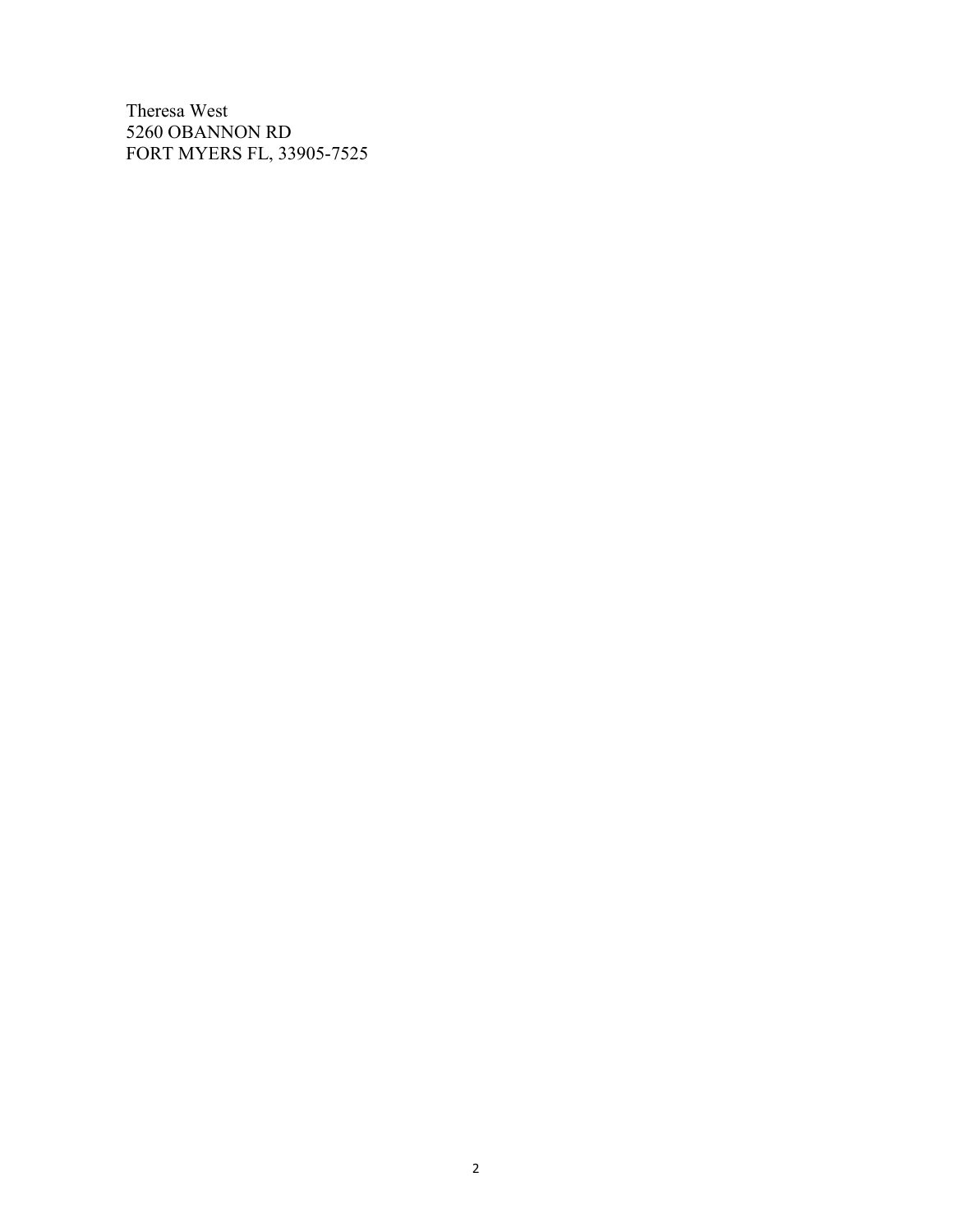Theresa West
5260 OBANNON RD
FORT MYERS FL, 33905-7525